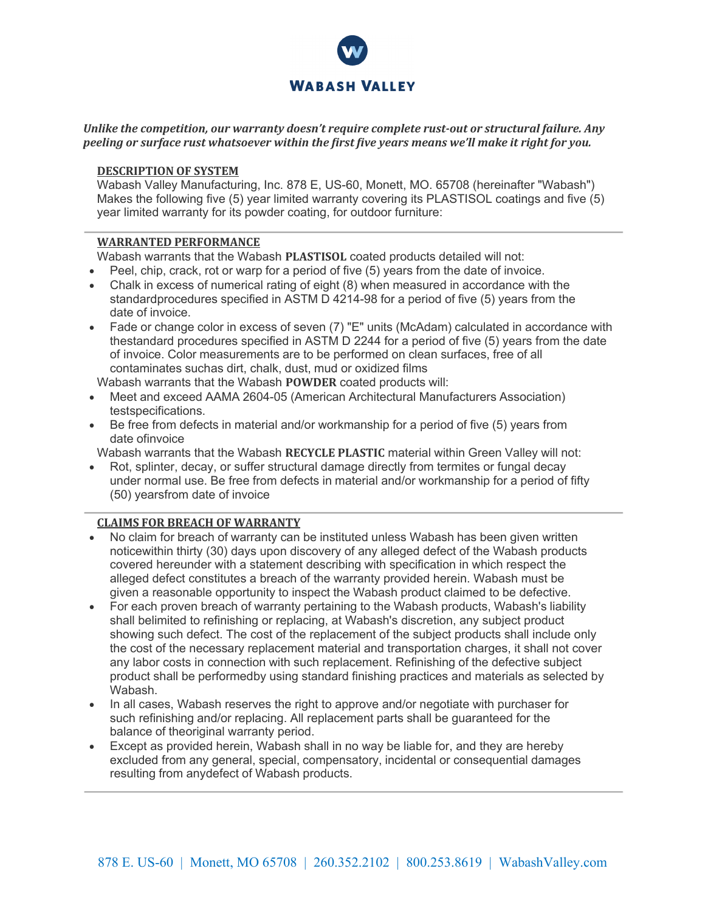# WABASH VALLEY

***Unlike the competition, our warranty doesn't require complete rust-out or structural failure. Any peeling or surface rust whatsoever within the first five years means we'll make it right for you.***

## DESCRIPTION OF SYSTEM

Wabash Valley Manufacturing, Inc. 878 E, US-60, Monett, MO. 65708 (hereinafter "Wabash") Makes the following five (5) year limited warranty covering its PLASTISOL coatings and five (5) year limited warranty for its powder coating, for outdoor furniture:

## WARRANTED PERFORMANCE

Wabash warrants that the Wabash **PLASTISOL** coated products detailed will not:

- Peel, chip, crack, rot or warp for a period of five (5) years from the date of invoice.
- Chalk in excess of numerical rating of eight (8) when measured in accordance with the standardprocedures specified in ASTM D 4214-98 for a period of five (5) years from the date of invoice.
- Fade or change color in excess of seven (7) "E" units (McAdam) calculated in accordance with thestandard procedures specified in ASTM D 2244 for a period of five (5) years from the date of invoice. Color measurements are to be performed on clean surfaces, free of all contaminates suchas dirt, chalk, dust, mud or oxidized films

Wabash warrants that the Wabash **POWDER** coated products will:

- Meet and exceed AAMA 2604-05 (American Architectural Manufacturers Association) testspecifications.
- Be free from defects in material and/or workmanship for a period of five (5) years from date ofinvoice

Wabash warrants that the Wabash **RECYCLE PLASTIC** material within Green Valley will not:

- Rot, splinter, decay, or suffer structural damage directly from termites or fungal decay under normal use. Be free from defects in material and/or workmanship for a period of fifty (50) yearsfrom date of invoice

## CLAIMS FOR BREACH OF WARRANTY

- No claim for breach of warranty can be instituted unless Wabash has been given written noticewithin thirty (30) days upon discovery of any alleged defect of the Wabash products covered hereunder with a statement describing with specification in which respect the alleged defect constitutes a breach of the warranty provided herein. Wabash must be given a reasonable opportunity to inspect the Wabash product claimed to be defective.
- For each proven breach of warranty pertaining to the Wabash products, Wabash's liability shall belimited to refinishing or replacing, at Wabash's discretion, any subject product showing such defect. The cost of the replacement of the subject products shall include only the cost of the necessary replacement material and transportation charges, it shall not cover any labor costs in connection with such replacement. Refinishing of the defective subject product shall be performedby using standard finishing practices and materials as selected by Wabash.
- In all cases, Wabash reserves the right to approve and/or negotiate with purchaser for such refinishing and/or replacing. All replacement parts shall be guaranteed for the balance of theoriginal warranty period.
- Except as provided herein, Wabash shall in no way be liable for, and they are hereby excluded from any general, special, compensatory, incidental or consequential damages resulting from anydefect of Wabash products.

878 E. US-60 | Monett, MO 65708 | 260.352.2102 | 800.253.8619 | WabashValley.com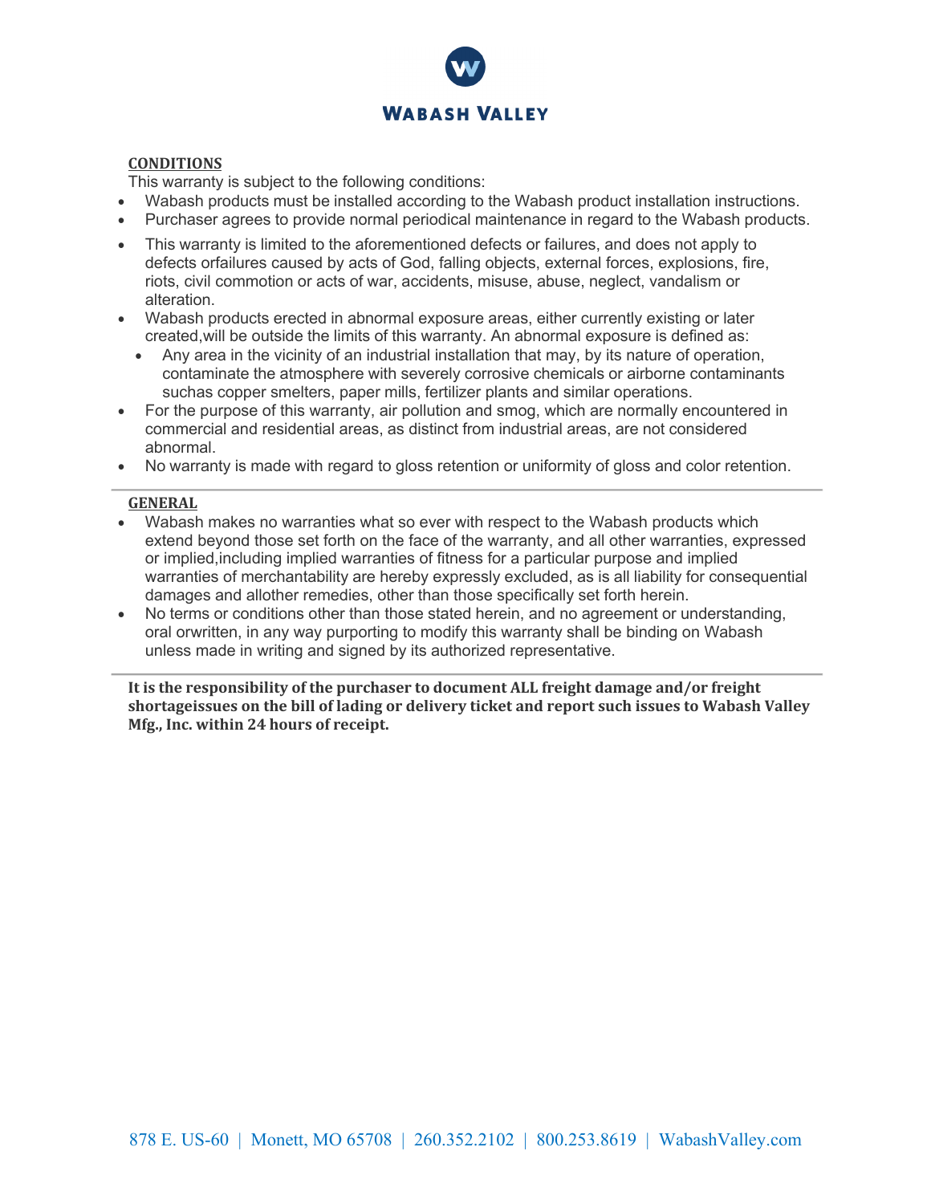# WABASH VALLEY

**CONDITIONS**

This warranty is subject to the following conditions:

- Wabash products must be installed according to the Wabash product installation instructions.
- Purchaser agrees to provide normal periodical maintenance in regard to the Wabash products.
- This warranty is limited to the aforementioned defects or failures, and does not apply to defects orfailures caused by acts of God, falling objects, external forces, explosions, fire, riots, civil commotion or acts of war, accidents, misuse, abuse, neglect, vandalism or alteration.
- Wabash products erected in abnormal exposure areas, either currently existing or later created,will be outside the limits of this warranty. An abnormal exposure is defined as:
  - Any area in the vicinity of an industrial installation that may, by its nature of operation, contaminate the atmosphere with severely corrosive chemicals or airborne contaminants suchas copper smelters, paper mills, fertilizer plants and similar operations.
- For the purpose of this warranty, air pollution and smog, which are normally encountered in commercial and residential areas, as distinct from industrial areas, are not considered abnormal.
- No warranty is made with regard to gloss retention or uniformity of gloss and color retention.

---

**GENERAL**

- Wabash makes no warranties what so ever with respect to the Wabash products which extend beyond those set forth on the face of the warranty, and all other warranties, expressed or implied,including implied warranties of fitness for a particular purpose and implied warranties of merchantability are hereby expressly excluded, as is all liability for consequential damages and allother remedies, other than those specifically set forth herein.
- No terms or conditions other than those stated herein, and no agreement or understanding, oral orwritten, in any way purporting to modify this warranty shall be binding on Wabash unless made in writing and signed by its authorized representative.

---

**It is the responsibility of the purchaser to document ALL freight damage and/or freight shortageissues on the bill of lading or delivery ticket and report such issues to Wabash Valley Mfg., Inc. within 24 hours of receipt.**

878 E. US-60 | Monett, MO 65708 | 260.352.2102 | 800.253.8619 | WabashValley.com